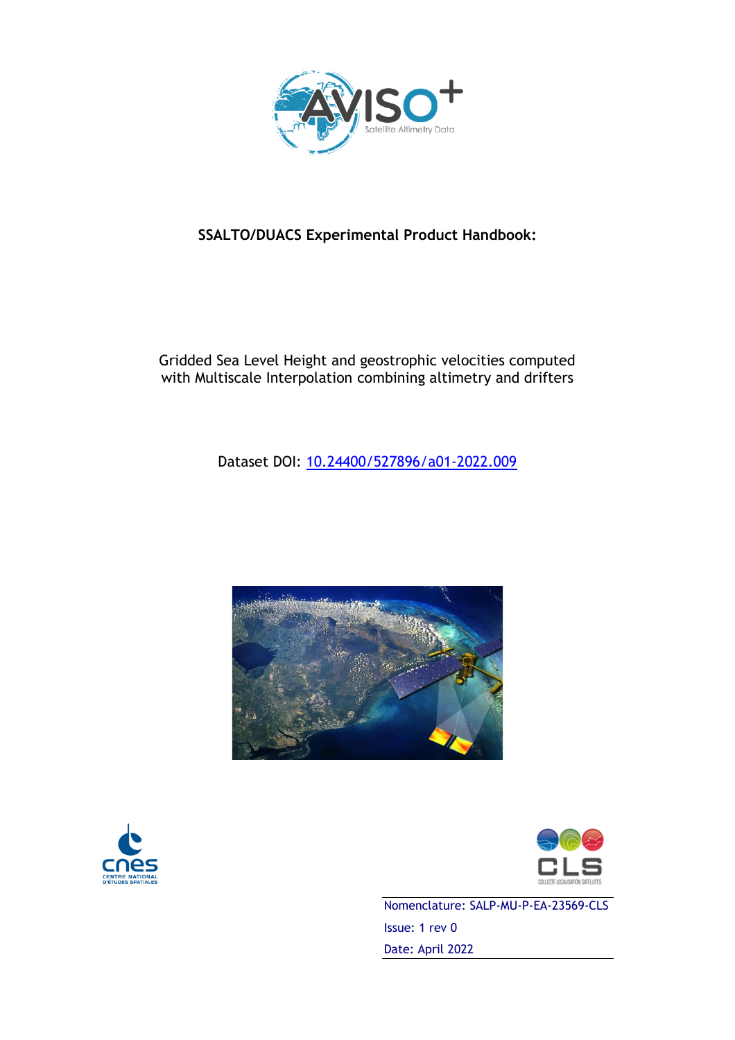**SSALTO/DUACS Experimental Product Handbook:**

Gridded Sea Level Height and geostrophic velocities computed with Multiscale Interpolation combining altimetry and drifters

Dataset DOI: [10.24400/527896/a01-2022.009](https://doi.org/10.24400/527896/a01-2022.009)

Nomenclature: SALP-MU-P-EA-23569-CLS

Issue: 1 rev 0

Date: April 2022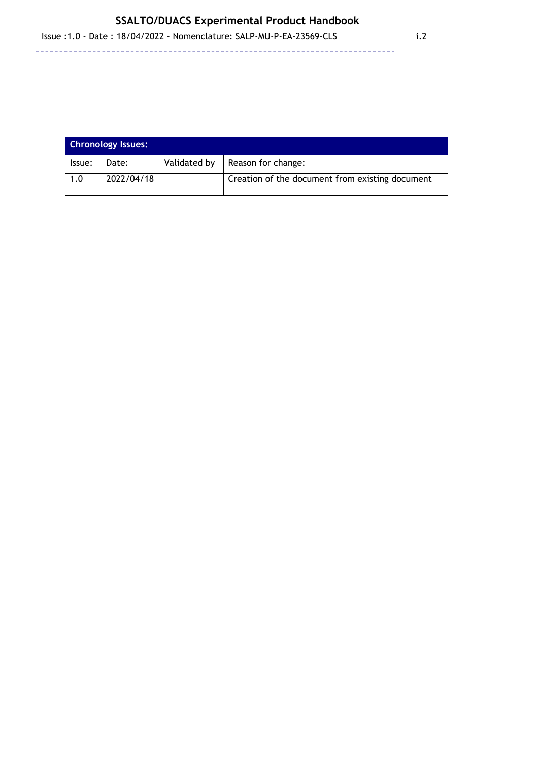| Chronology Issues: | | | |
| --- | --- | --- | --- |
| Issue: | Date: | Validated by | Reason for change: |
| 1.0 | 2022/04/18 | | Creation of the document from existing document |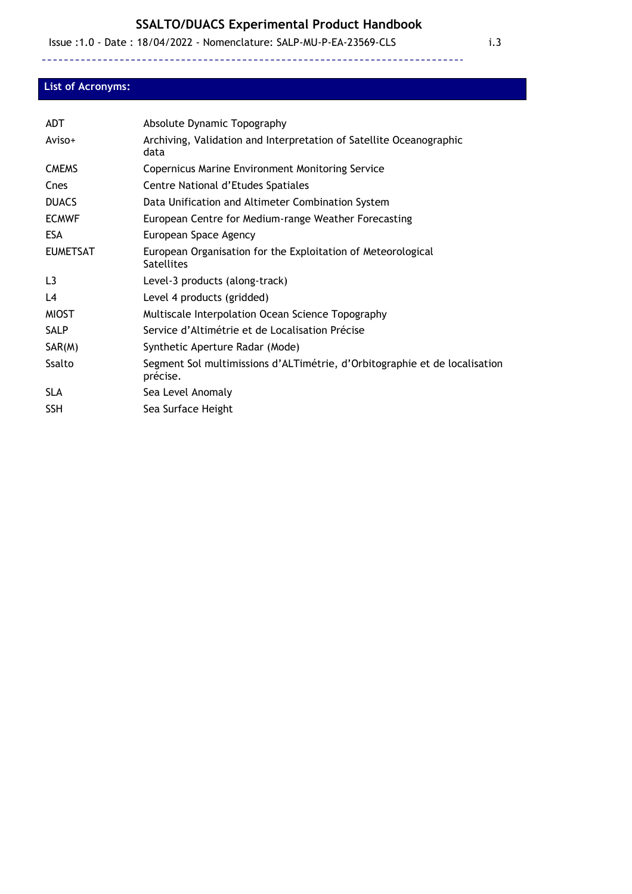## List of Acronyms:

| | |
|---|---|
| ADT | Absolute Dynamic Topography |
| Aviso+ | Archiving, Validation and Interpretation of Satellite Oceanographic data |
| CMEMS | Copernicus Marine Environment Monitoring Service |
| Cnes | Centre National d'Etudes Spatiales |
| DUACS | Data Unification and Altimeter Combination System |
| ECMWF | European Centre for Medium-range Weather Forecasting |
| ESA | European Space Agency |
| EUMETSAT | European Organisation for the Exploitation of Meteorological Satellites |
| L3 | Level-3 products (along-track) |
| L4 | Level 4 products (gridded) |
| MIOST | Multiscale Interpolation Ocean Science Topography |
| SALP | Service d'Altimétrie et de Localisation Précise |
| SAR(M) | Synthetic Aperture Radar (Mode) |
| Ssalto | Segment Sol multimissions d'ALTimétrie, d'Orbitographie et de localisation précise. |
| SLA | Sea Level Anomaly |
| SSH | Sea Surface Height |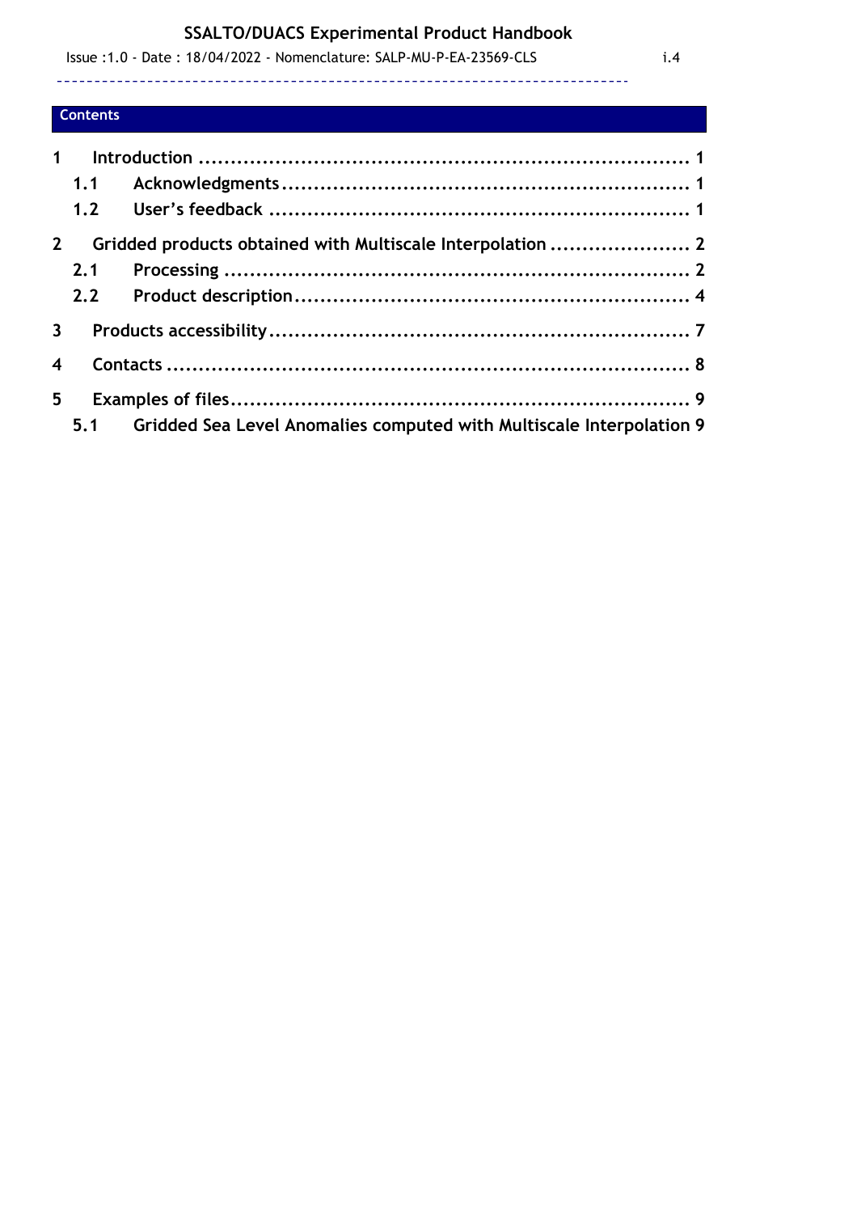## Contents

1 Introduction ........................................................................ 1
   1.1 Acknowledgments ................................................................ 1
   1.2 User's feedback ................................................................ 1
2 Gridded products obtained with Multiscale Interpolation ...................... 2
   2.1 Processing ...................................................................... 2
   2.2 Product description ............................................................. 4
3 Products accessibility .............................................................. 7
4 Contacts ................................................................................ 8
5 Examples of files ...................................................................... 9
   5.1 Gridded Sea Level Anomalies computed with Multiscale Interpolation 9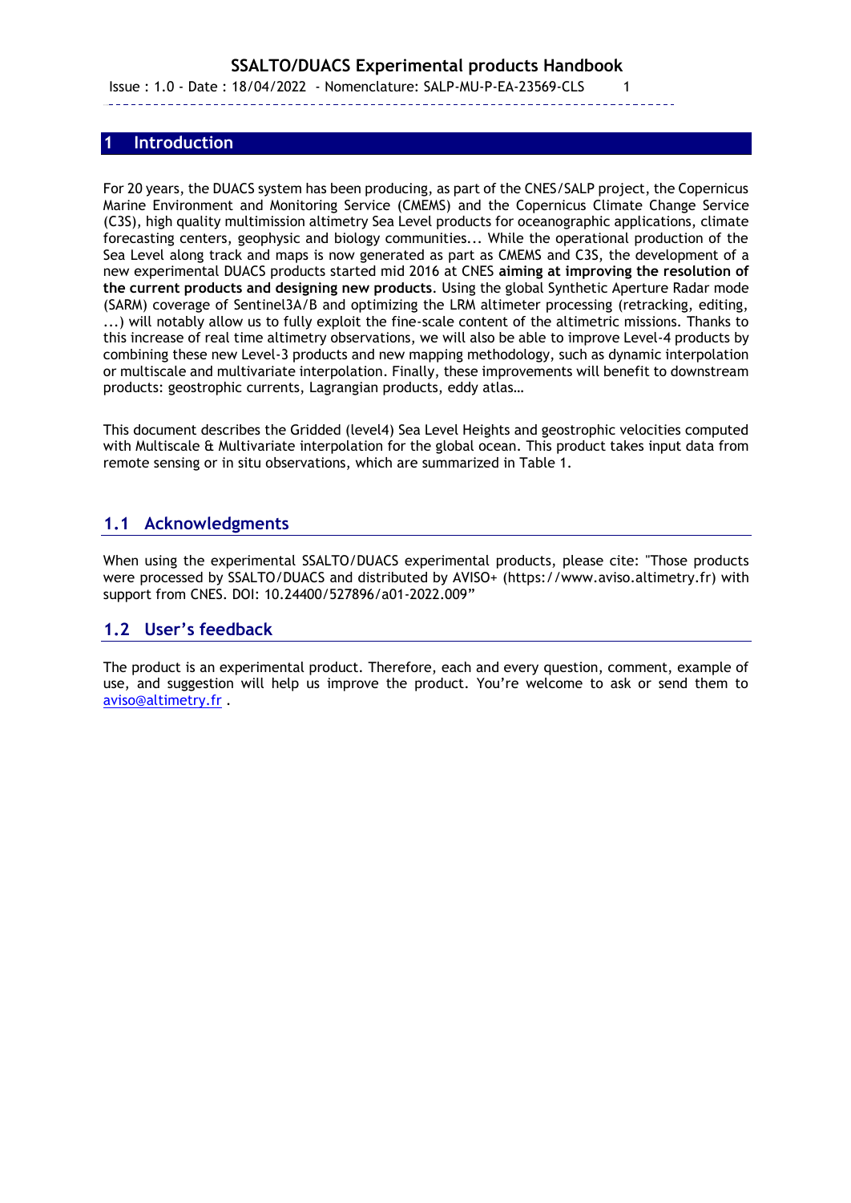# 1 Introduction

For 20 years, the DUACS system has been producing, as part of the CNES/SALP project, the Copernicus Marine Environment and Monitoring Service (CMEMS) and the Copernicus Climate Change Service (C3S), high quality multimission altimetry Sea Level products for oceanographic applications, climate forecasting centers, geophysic and biology communities... While the operational production of the Sea Level along track and maps is now generated as part as CMEMS and C3S, the development of a new experimental DUACS products started mid 2016 at CNES **aiming at improving the resolution of the current products and designing new products**. Using the global Synthetic Aperture Radar mode (SARM) coverage of Sentinel3A/B and optimizing the LRM altimeter processing (retracking, editing, ...) will notably allow us to fully exploit the fine-scale content of the altimetric missions. Thanks to this increase of real time altimetry observations, we will also be able to improve Level-4 products by combining these new Level-3 products and new mapping methodology, such as dynamic interpolation or multiscale and multivariate interpolation. Finally, these improvements will benefit to downstream products: geostrophic currents, Lagrangian products, eddy atlas…

This document describes the Gridded (level4) Sea Level Heights and geostrophic velocities computed with Multiscale & Multivariate interpolation for the global ocean. This product takes input data from remote sensing or in situ observations, which are summarized in Table 1.

## 1.1 Acknowledgments

When using the experimental SSALTO/DUACS experimental products, please cite: "Those products were processed by SSALTO/DUACS and distributed by AVISO+ (https://www.aviso.altimetry.fr) with support from CNES. DOI: 10.24400/527896/a01-2022.009"

## 1.2 User's feedback

The product is an experimental product. Therefore, each and every question, comment, example of use, and suggestion will help us improve the product. You're welcome to ask or send them to aviso@altimetry.fr .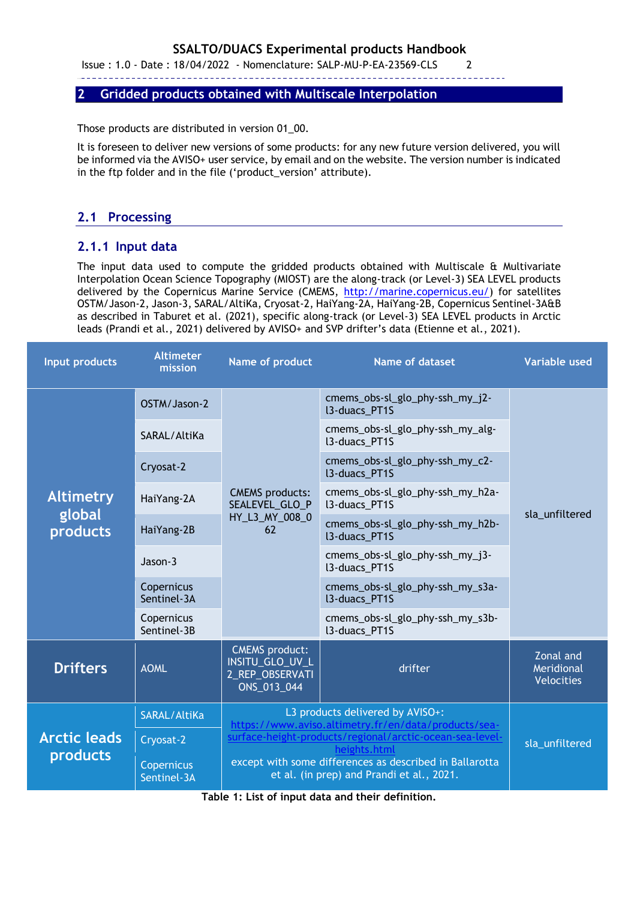## 2 Gridded products obtained with Multiscale Interpolation

Those products are distributed in version 01_00.

It is foreseen to deliver new versions of some products: for any new future version delivered, you will be informed via the AVISO+ user service, by email and on the website. The version number is indicated in the ftp folder and in the file ('product_version' attribute).

### 2.1 Processing

#### 2.1.1 Input data

The input data used to compute the gridded products obtained with Multiscale & Multivariate Interpolation Ocean Science Topography (MIOST) are the along-track (or Level-3) SEA LEVEL products delivered by the Copernicus Marine Service (CMEMS, http://marine.copernicus.eu/) for satellites OSTM/Jason-2, Jason-3, SARAL/AltiKa, Cryosat-2, HaiYang-2A, HaiYang-2B, Copernicus Sentinel-3A&B as described in Taburet et al. (2021), specific along-track (or Level-3) SEA LEVEL products in Arctic leads (Prandi et al., 2021) delivered by AVISO+ and SVP drifter's data (Etienne et al., 2021).

| Input products | Altimeter mission | Name of product | Name of dataset | Variable used |
|---|---|---|---|---|
| Altimetry global products | OSTM/Jason-2 | CMEMS products: SEALEVEL_GLO_PHY_L3_MY_008_062 | cmems_obs-sl_glo_phy-ssh_my_j2-l3-duacs_PT1S | sla_unfiltered |
| | SARAL/AltiKa | | cmems_obs-sl_glo_phy-ssh_my_alg-l3-duacs_PT1S | |
| | Cryosat-2 | | cmems_obs-sl_glo_phy-ssh_my_c2-l3-duacs_PT1S | |
| | HaiYang-2A | | cmems_obs-sl_glo_phy-ssh_my_h2a-l3-duacs_PT1S | |
| | HaiYang-2B | | cmems_obs-sl_glo_phy-ssh_my_h2b-l3-duacs_PT1S | |
| | Jason-3 | | cmems_obs-sl_glo_phy-ssh_my_j3-l3-duacs_PT1S | |
| | Copernicus Sentinel-3A | | cmems_obs-sl_glo_phy-ssh_my_s3a-l3-duacs_PT1S | |
| | Copernicus Sentinel-3B | | cmems_obs-sl_glo_phy-ssh_my_s3b-l3-duacs_PT1S | |
| Drifters | AOML | CMEMS product: INSITU_GLO_UV_L2_REP_OBSERVATIONS_013_044 | drifter | Zonal and Meridional Velocities |
| Arctic leads products | SARAL/AltiKa | L3 products delivered by AVISO+: https://www.aviso.altimetry.fr/en/data/products/sea-surface-height-products/regional/arctic-ocean-sea-level-heights.html except with some differences as described in Ballarotta et al. (in prep) and Prandi et al., 2021. | | sla_unfiltered |
| | Cryosat-2 | | | |
| | Copernicus Sentinel-3A | | | |

**Table 1: List of input data and their definition.**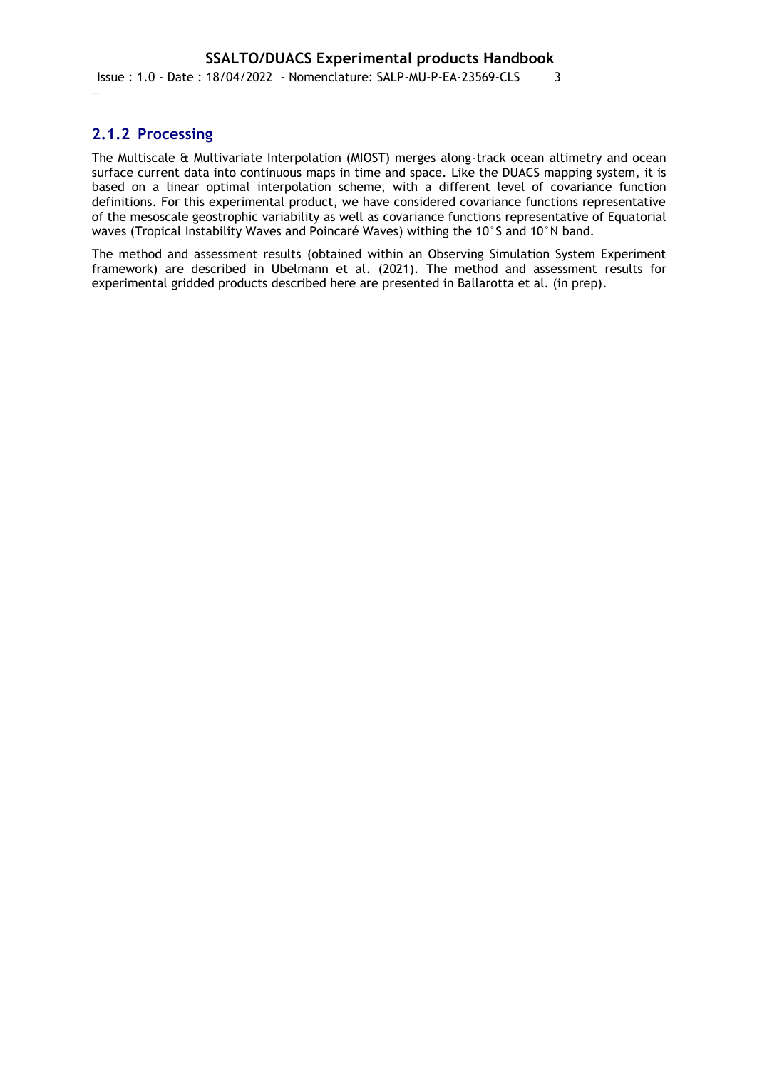### 2.1.2 Processing

The Multiscale & Multivariate Interpolation (MIOST) merges along-track ocean altimetry and ocean surface current data into continuous maps in time and space. Like the DUACS mapping system, it is based on a linear optimal interpolation scheme, with a different level of covariance function definitions. For this experimental product, we have considered covariance functions representative of the mesoscale geostrophic variability as well as covariance functions representative of Equatorial waves (Tropical Instability Waves and Poincaré Waves) withing the 10°S and 10°N band.

The method and assessment results (obtained within an Observing Simulation System Experiment framework) are described in Ubelmann et al. (2021). The method and assessment results for experimental gridded products described here are presented in Ballarotta et al. (in prep).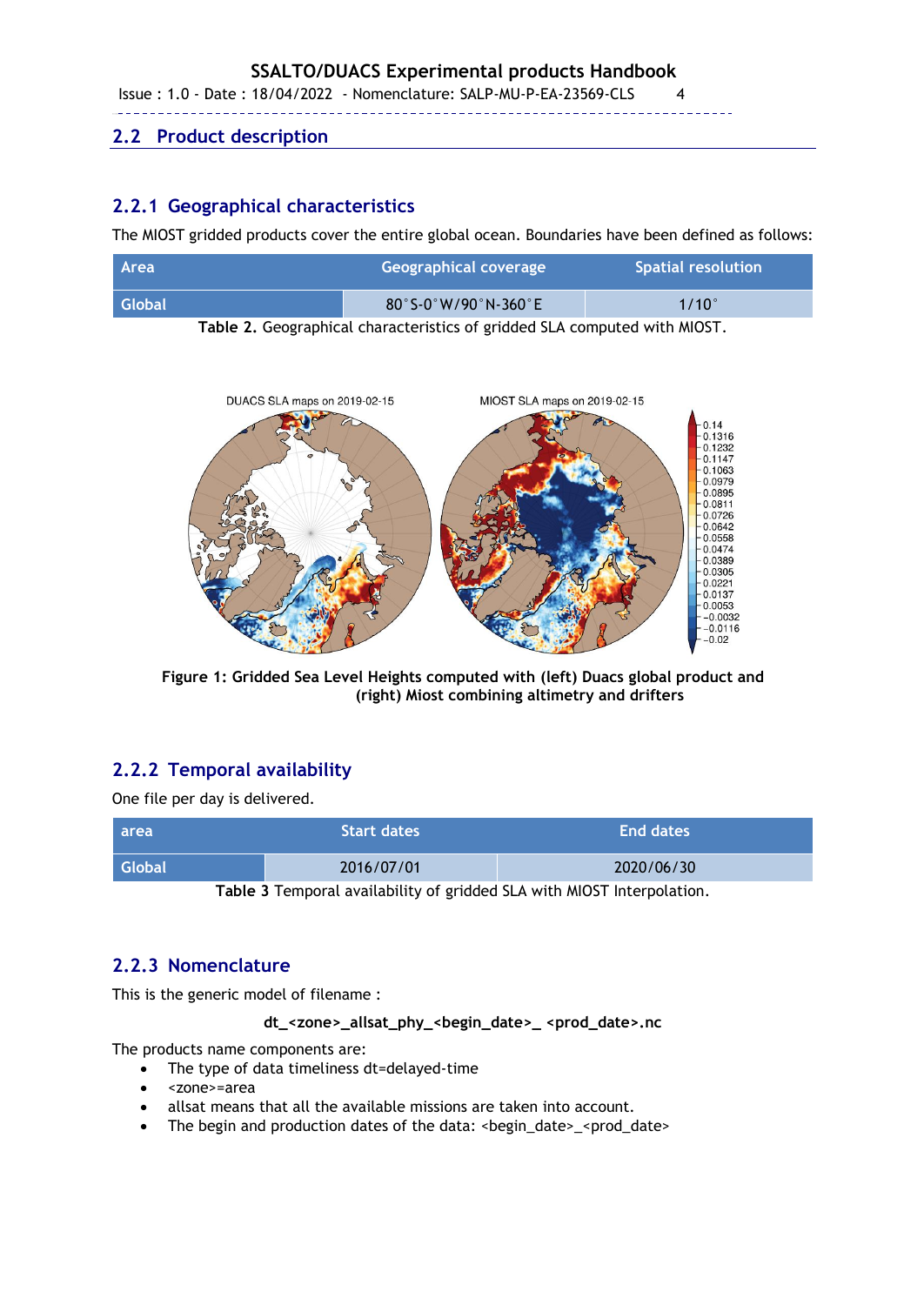## 2.2 Product description

### 2.2.1 Geographical characteristics

The MIOST gridded products cover the entire global ocean. Boundaries have been defined as follows:

| Area | Geographical coverage | Spatial resolution |
|---|---|---|
| Global | 80°S-0°W/90°N-360°E | 1/10° |

**Table 2.** Geographical characteristics of gridded SLA computed with MIOST.

**Figure 1: Gridded Sea Level Heights computed with (left) Duacs global product and (right) Miost combining altimetry and drifters**

### 2.2.2 Temporal availability

One file per day is delivered.

| area | Start dates | End dates |
|---|---|---|
| Global | 2016/07/01 | 2020/06/30 |

**Table 3** Temporal availability of gridded SLA with MIOST Interpolation.

### 2.2.3 Nomenclature

This is the generic model of filename :

**dt_<zone>_allsat_phy_<begin_date>_ <prod_date>.nc**

The products name components are:

- The type of data timeliness dt=delayed-time
- <zone>=area
- allsat means that all the available missions are taken into account.
- The begin and production dates of the data: <begin_date>_<prod_date>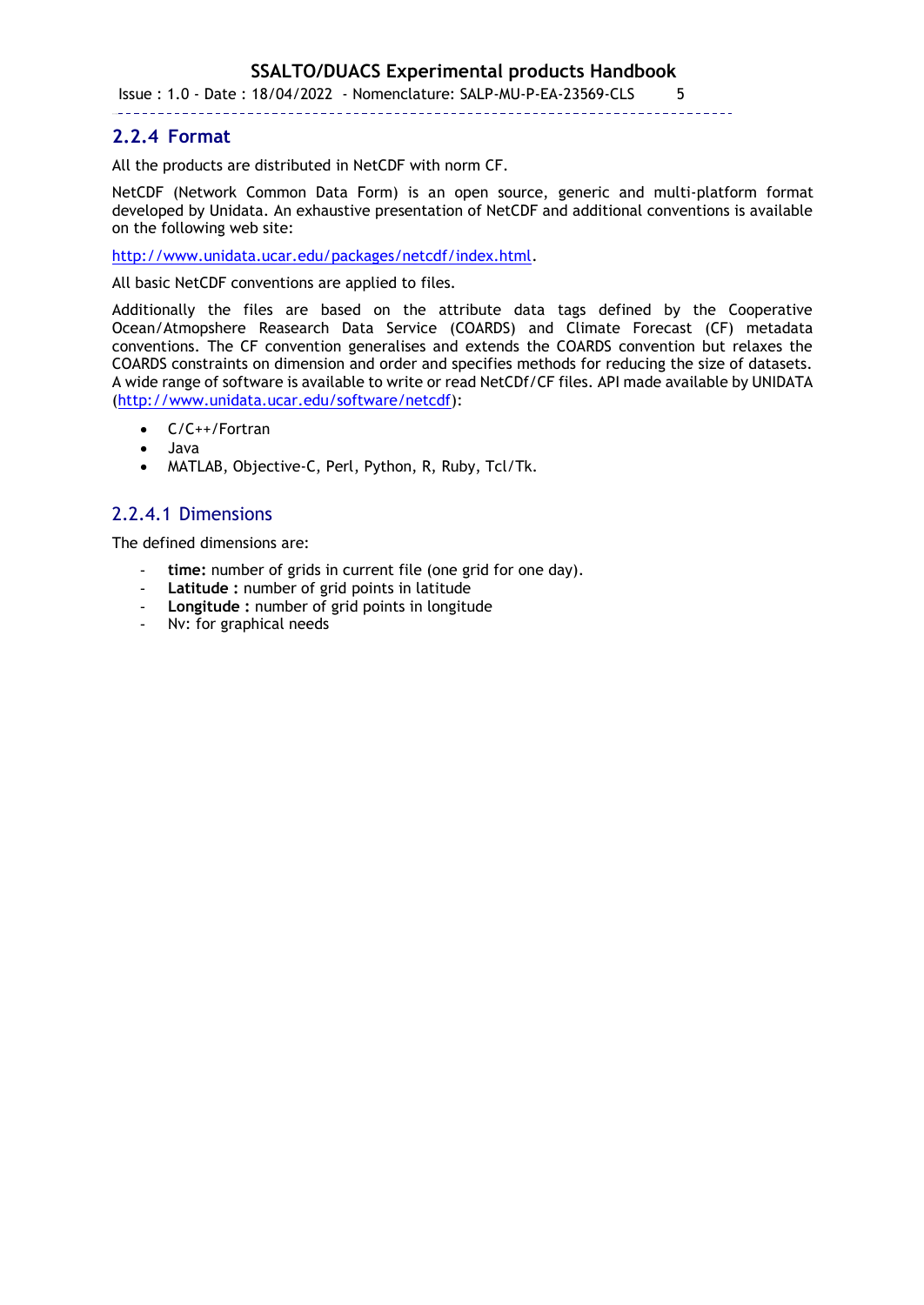### 2.2.4 Format

All the products are distributed in NetCDF with norm CF.

NetCDF (Network Common Data Form) is an open source, generic and multi-platform format developed by Unidata. An exhaustive presentation of NetCDF and additional conventions is available on the following web site:

http://www.unidata.ucar.edu/packages/netcdf/index.html.

All basic NetCDF conventions are applied to files.

Additionally the files are based on the attribute data tags defined by the Cooperative Ocean/Atmopshere Reasearch Data Service (COARDS) and Climate Forecast (CF) metadata conventions. The CF convention generalises and extends the COARDS convention but relaxes the COARDS constraints on dimension and order and specifies methods for reducing the size of datasets. A wide range of software is available to write or read NetCDf/CF files. API made available by UNIDATA (http://www.unidata.ucar.edu/software/netcdf):

- C/C++/Fortran
- Java
- MATLAB, Objective-C, Perl, Python, R, Ruby, Tcl/Tk.

#### 2.2.4.1 Dimensions

The defined dimensions are:

- **time:** number of grids in current file (one grid for one day).
- **Latitude :** number of grid points in latitude
- **Longitude :** number of grid points in longitude
- Nv: for graphical needs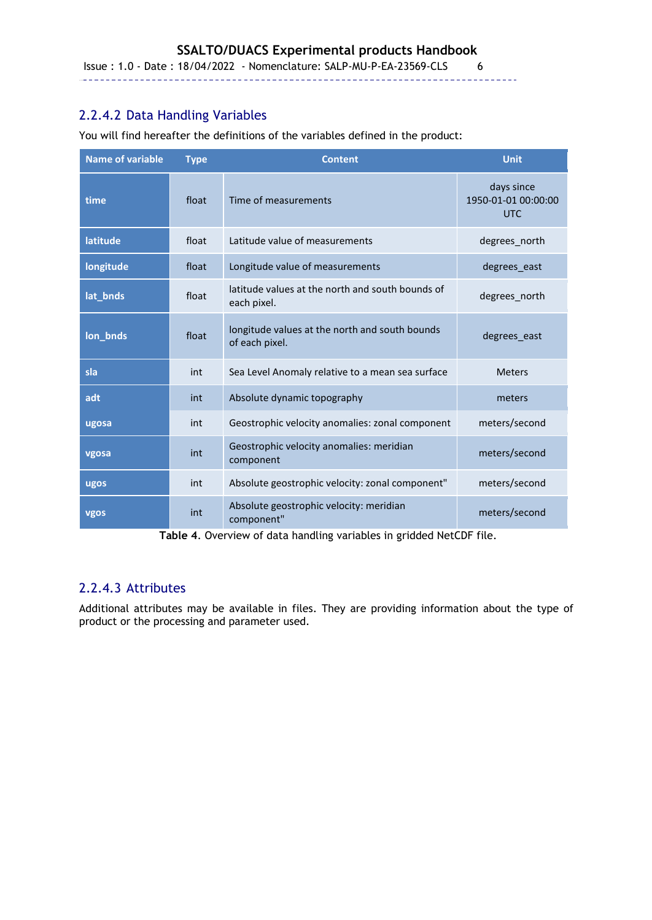### 2.2.4.2 Data Handling Variables

You will find hereafter the definitions of the variables defined in the product:

| Name of variable | Type | Content | Unit |
|---|---|---|---|
| **time** | float | Time of measurements | days since 1950-01-01 00:00:00 UTC |
| **latitude** | float | Latitude value of measurements | degrees_north |
| **longitude** | float | Longitude value of measurements | degrees_east |
| **lat_bnds** | float | latitude values at the north and south bounds of each pixel. | degrees_north |
| **lon_bnds** | float | longitude values at the north and south bounds of each pixel. | degrees_east |
| **sla** | int | Sea Level Anomaly relative to a mean sea surface | Meters |
| **adt** | int | Absolute dynamic topography | meters |
| **ugosa** | int | Geostrophic velocity anomalies: zonal component | meters/second |
| **vgosa** | int | Geostrophic velocity anomalies: meridian component | meters/second |
| **ugos** | int | Absolute geostrophic velocity: zonal component" | meters/second |
| **vgos** | int | Absolute geostrophic velocity: meridian component" | meters/second |

**Table 4**. Overview of data handling variables in gridded NetCDF file.

### 2.2.4.3 Attributes

Additional attributes may be available in files. They are providing information about the type of product or the processing and parameter used.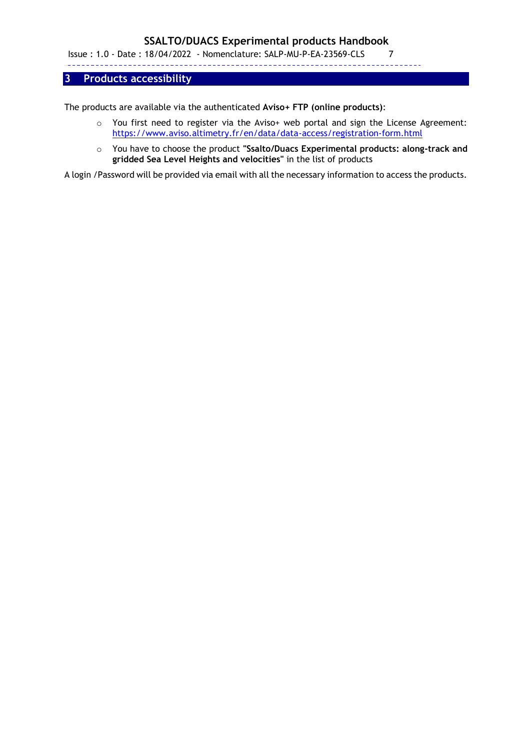# 3 Products accessibility

The products are available via the authenticated **Aviso+ FTP (online products)**:

- You first need to register via the Aviso+ web portal and sign the License Agreement: https://www.aviso.altimetry.fr/en/data/data-access/registration-form.html
- You have to choose the product **"Ssalto/Duacs Experimental products: along-track and gridded Sea Level Heights and velocities"** in the list of products

A login /Password will be provided via email with all the necessary information to access the products.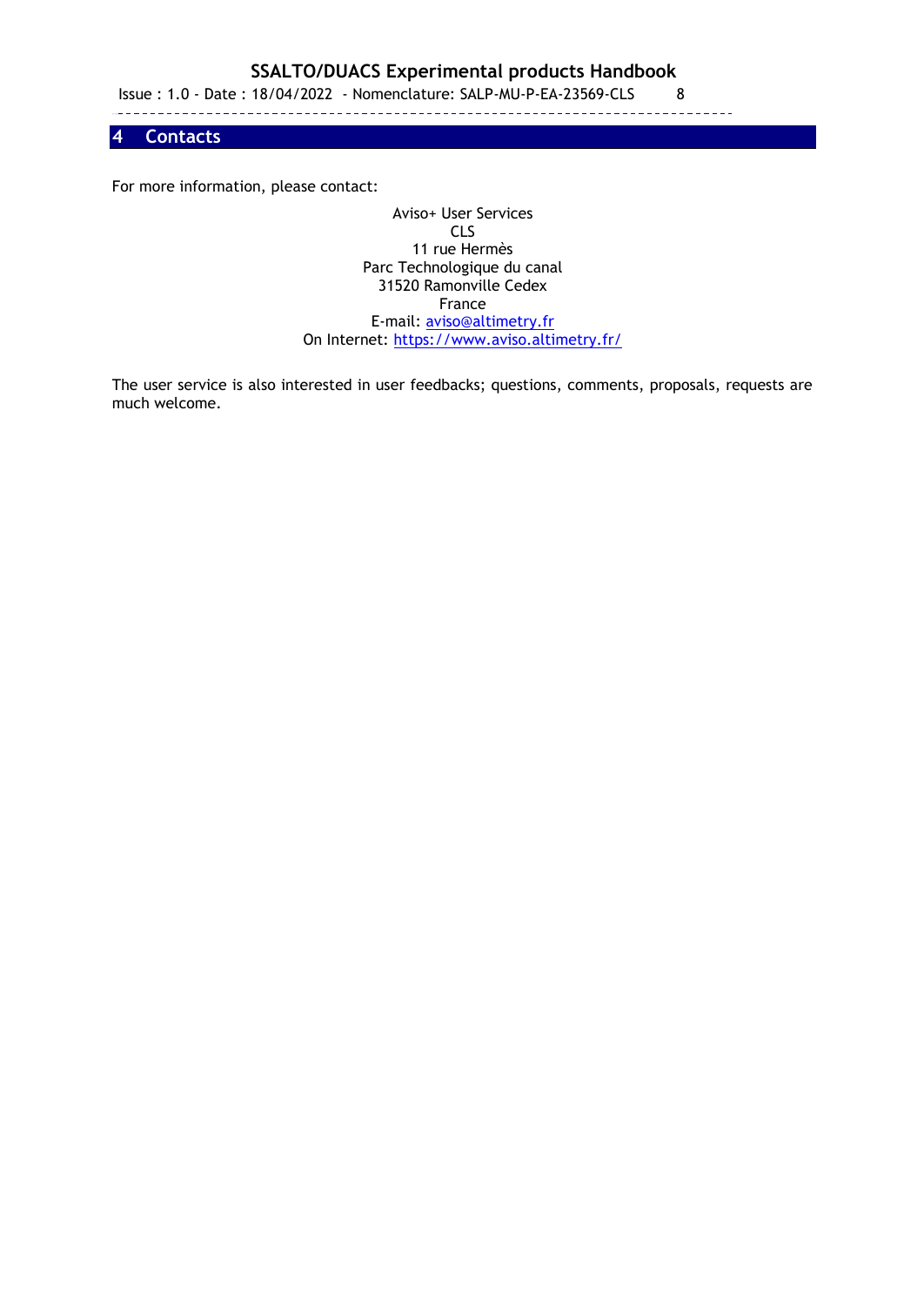# 4 Contacts

For more information, please contact:

Aviso+ User Services
CLS
11 rue Hermès
Parc Technologique du canal
31520 Ramonville Cedex
France
E-mail: aviso@altimetry.fr
On Internet: https://www.aviso.altimetry.fr/

The user service is also interested in user feedbacks; questions, comments, proposals, requests are much welcome.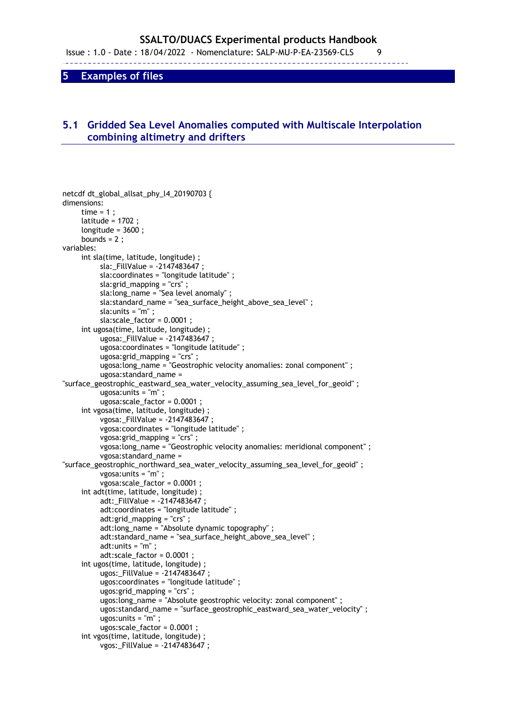# 5 Examples of files

## 5.1 Gridded Sea Level Anomalies computed with Multiscale Interpolation combining altimetry and drifters

```
netcdf dt_global_allsat_phy_l4_20190703 {
dimensions:
	time = 1 ;
	latitude = 1702 ;
	longitude = 3600 ;
	bounds = 2 ;
variables:
	int sla(time, latitude, longitude) ;
		sla:_FillValue = -2147483647 ;
		sla:coordinates = "longitude latitude" ;
		sla:grid_mapping = "crs" ;
		sla:long_name = "Sea level anomaly" ;
		sla:standard_name = "sea_surface_height_above_sea_level" ;
		sla:units = "m" ;
		sla:scale_factor = 0.0001 ;
	int ugosa(time, latitude, longitude) ;
		ugosa:_FillValue = -2147483647 ;
		ugosa:coordinates = "longitude latitude" ;
		ugosa:grid_mapping = "crs" ;
		ugosa:long_name = "Geostrophic velocity anomalies: zonal component" ;
		ugosa:standard_name =
"surface_geostrophic_eastward_sea_water_velocity_assuming_sea_level_for_geoid" ;
		ugosa:units = "m" ;
		ugosa:scale_factor = 0.0001 ;
	int vgosa(time, latitude, longitude) ;
		vgosa:_FillValue = -2147483647 ;
		vgosa:coordinates = "longitude latitude" ;
		vgosa:grid_mapping = "crs" ;
		vgosa:long_name = "Geostrophic velocity anomalies: meridional component" ;
		vgosa:standard_name =
"surface_geostrophic_northward_sea_water_velocity_assuming_sea_level_for_geoid" ;
		vgosa:units = "m" ;
		vgosa:scale_factor = 0.0001 ;
	int adt(time, latitude, longitude) ;
		adt:_FillValue = -2147483647 ;
		adt:coordinates = "longitude latitude" ;
		adt:grid_mapping = "crs" ;
		adt:long_name = "Absolute dynamic topography" ;
		adt:standard_name = "sea_surface_height_above_sea_level" ;
		adt:units = "m" ;
		adt:scale_factor = 0.0001 ;
	int ugos(time, latitude, longitude) ;
		ugos:_FillValue = -2147483647 ;
		ugos:coordinates = "longitude latitude" ;
		ugos:grid_mapping = "crs" ;
		ugos:long_name = "Absolute geostrophic velocity: zonal component" ;
		ugos:standard_name = "surface_geostrophic_eastward_sea_water_velocity" ;
		ugos:units = "m" ;
		ugos:scale_factor = 0.0001 ;
	int vgos(time, latitude, longitude) ;
		vgos:_FillValue = -2147483647 ;
```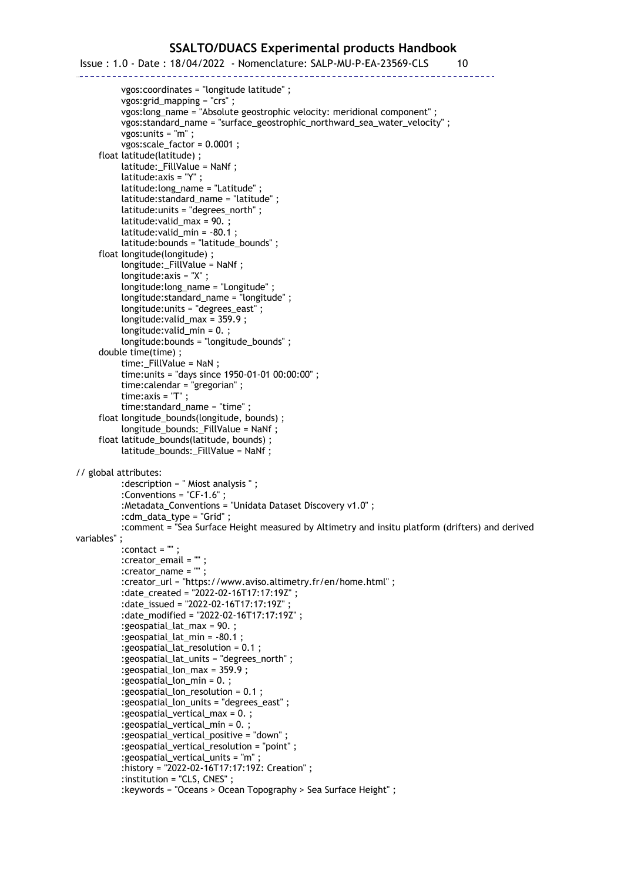```
            vgos:coordinates = "longitude latitude" ;
            vgos:grid_mapping = "crs" ;
            vgos:long_name = "Absolute geostrophic velocity: meridional component" ;
            vgos:standard_name = "surface_geostrophic_northward_sea_water_velocity" ;
            vgos:units = "m" ;
            vgos:scale_factor = 0.0001 ;
      float latitude(latitude) ;
            latitude:_FillValue = NaNf ;
            latitude:axis = "Y" ;
            latitude:long_name = "Latitude" ;
            latitude:standard_name = "latitude" ;
            latitude:units = "degrees_north" ;
            latitude:valid_max = 90. ;
            latitude:valid_min = -80.1 ;
            latitude:bounds = "latitude_bounds" ;
      float longitude(longitude) ;
            longitude:_FillValue = NaNf ;
            longitude:axis = "X" ;
            longitude:long_name = "Longitude" ;
            longitude:standard_name = "longitude" ;
            longitude:units = "degrees_east" ;
            longitude:valid_max = 359.9 ;
            longitude:valid_min = 0. ;
            longitude:bounds = "longitude_bounds" ;
      double time(time) ;
            time:_FillValue = NaN ;
            time:units = "days since 1950-01-01 00:00:00" ;
            time:calendar = "gregorian" ;
            time:axis = "T" ;
            time:standard_name = "time" ;
      float longitude_bounds(longitude, bounds) ;
            longitude_bounds:_FillValue = NaNf ;
      float latitude_bounds(latitude, bounds) ;
            latitude_bounds:_FillValue = NaNf ;

// global attributes:
            :description = " Miost analysis " ;
            :Conventions = "CF-1.6" ;
            :Metadata_Conventions = "Unidata Dataset Discovery v1.0" ;
            :cdm_data_type = "Grid" ;
            :comment = "Sea Surface Height measured by Altimetry and insitu platform (drifters) and derived
variables" ;
            :contact = "" ;
            :creator_email = "" ;
            :creator_name = "" ;
            :creator_url = "https://www.aviso.altimetry.fr/en/home.html" ;
            :date_created = "2022-02-16T17:17:19Z" ;
            :date_issued = "2022-02-16T17:17:19Z" ;
            :date_modified = "2022-02-16T17:17:19Z" ;
            :geospatial_lat_max = 90. ;
            :geospatial_lat_min = -80.1 ;
            :geospatial_lat_resolution = 0.1 ;
            :geospatial_lat_units = "degrees_north" ;
            :geospatial_lon_max = 359.9 ;
            :geospatial_lon_min = 0. ;
            :geospatial_lon_resolution = 0.1 ;
            :geospatial_lon_units = "degrees_east" ;
            :geospatial_vertical_max = 0. ;
            :geospatial_vertical_min = 0. ;
            :geospatial_vertical_positive = "down" ;
            :geospatial_vertical_resolution = "point" ;
            :geospatial_vertical_units = "m" ;
            :history = "2022-02-16T17:17:19Z: Creation" ;
            :institution = "CLS, CNES" ;
            :keywords = "Oceans > Ocean Topography > Sea Surface Height" ;
```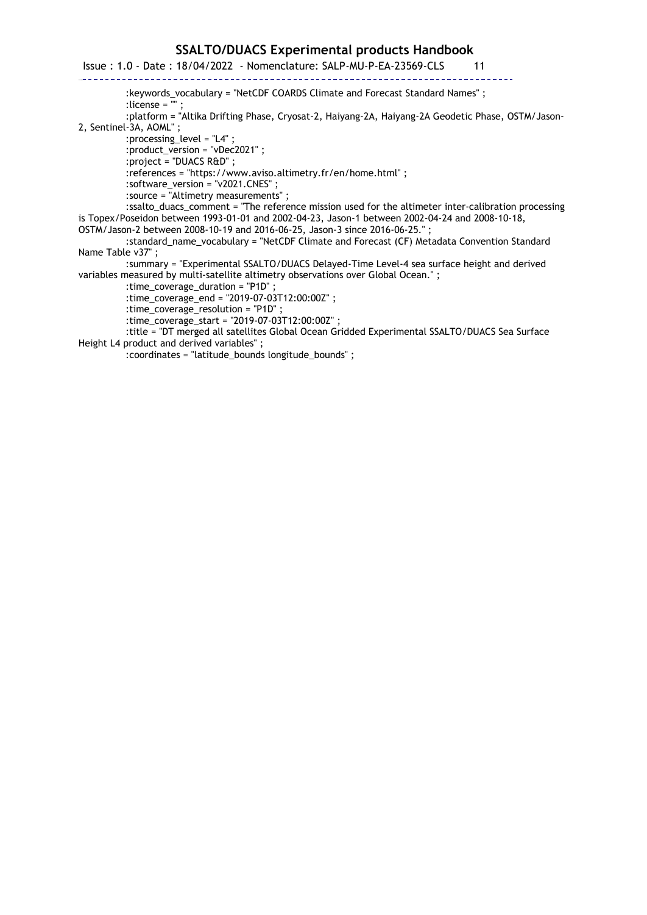```
		:keywords_vocabulary = "NetCDF COARDS Climate and Forecast Standard Names" ;
		:license = "" ;
		:platform = "Altika Drifting Phase, Cryosat-2, Haiyang-2A, Haiyang-2A Geodetic Phase, OSTM/Jason-2, Sentinel-3A, AOML" ;
		:processing_level = "L4" ;
		:product_version = "vDec2021" ;
		:project = "DUACS R&D" ;
		:references = "https://www.aviso.altimetry.fr/en/home.html" ;
		:software_version = "v2021.CNES" ;
		:source = "Altimetry measurements" ;
		:ssalto_duacs_comment = "The reference mission used for the altimeter inter-calibration processing is Topex/Poseidon between 1993-01-01 and 2002-04-23, Jason-1 between 2002-04-24 and 2008-10-18, OSTM/Jason-2 between 2008-10-19 and 2016-06-25, Jason-3 since 2016-06-25." ;
		:standard_name_vocabulary = "NetCDF Climate and Forecast (CF) Metadata Convention Standard Name Table v37" ;
		:summary = "Experimental SSALTO/DUACS Delayed-Time Level-4 sea surface height and derived variables measured by multi-satellite altimetry observations over Global Ocean." ;
		:time_coverage_duration = "P1D" ;
		:time_coverage_end = "2019-07-03T12:00:00Z" ;
		:time_coverage_resolution = "P1D" ;
		:time_coverage_start = "2019-07-03T12:00:00Z" ;
		:title = "DT merged all satellites Global Ocean Gridded Experimental SSALTO/DUACS Sea Surface Height L4 product and derived variables" ;
		:coordinates = "latitude_bounds longitude_bounds" ;
```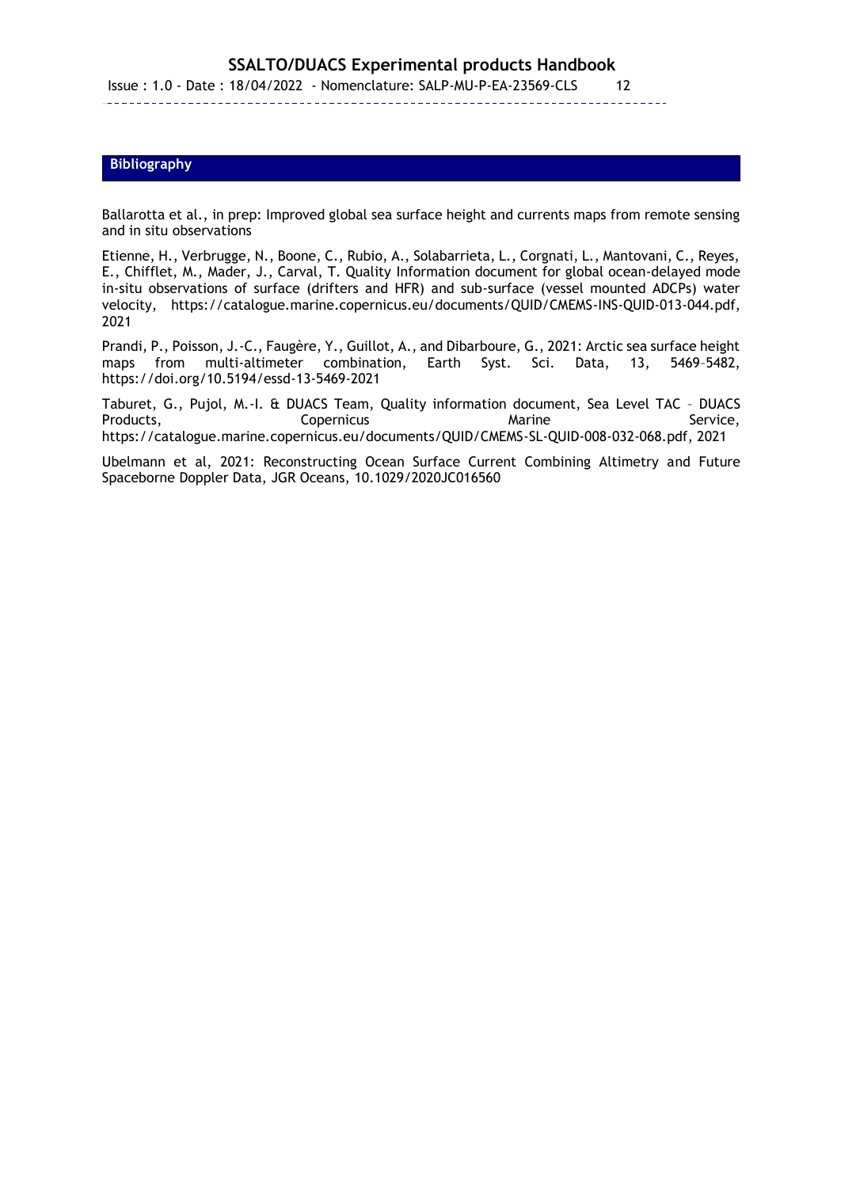# Bibliography

Ballarotta et al., in prep: Improved global sea surface height and currents maps from remote sensing and in situ observations

Etienne, H., Verbrugge, N., Boone, C., Rubio, A., Solabarrieta, L., Corgnati, L., Mantovani, C., Reyes, E., Chifflet, M., Mader, J., Carval, T. Quality Information document for global ocean-delayed mode in-situ observations of surface (drifters and HFR) and sub-surface (vessel mounted ADCPs) water velocity, https://catalogue.marine.copernicus.eu/documents/QUID/CMEMS-INS-QUID-013-044.pdf, 2021

Prandi, P., Poisson, J.-C., Faugère, Y., Guillot, A., and Dibarboure, G., 2021: Arctic sea surface height maps from multi-altimeter combination, Earth Syst. Sci. Data, 13, 5469–5482, https://doi.org/10.5194/essd-13-5469-2021

Taburet, G., Pujol, M.-I. & DUACS Team, Quality information document, Sea Level TAC – DUACS Products, Copernicus Marine Service, https://catalogue.marine.copernicus.eu/documents/QUID/CMEMS-SL-QUID-008-032-068.pdf, 2021

Ubelmann et al, 2021: Reconstructing Ocean Surface Current Combining Altimetry and Future Spaceborne Doppler Data, JGR Oceans, 10.1029/2020JC016560